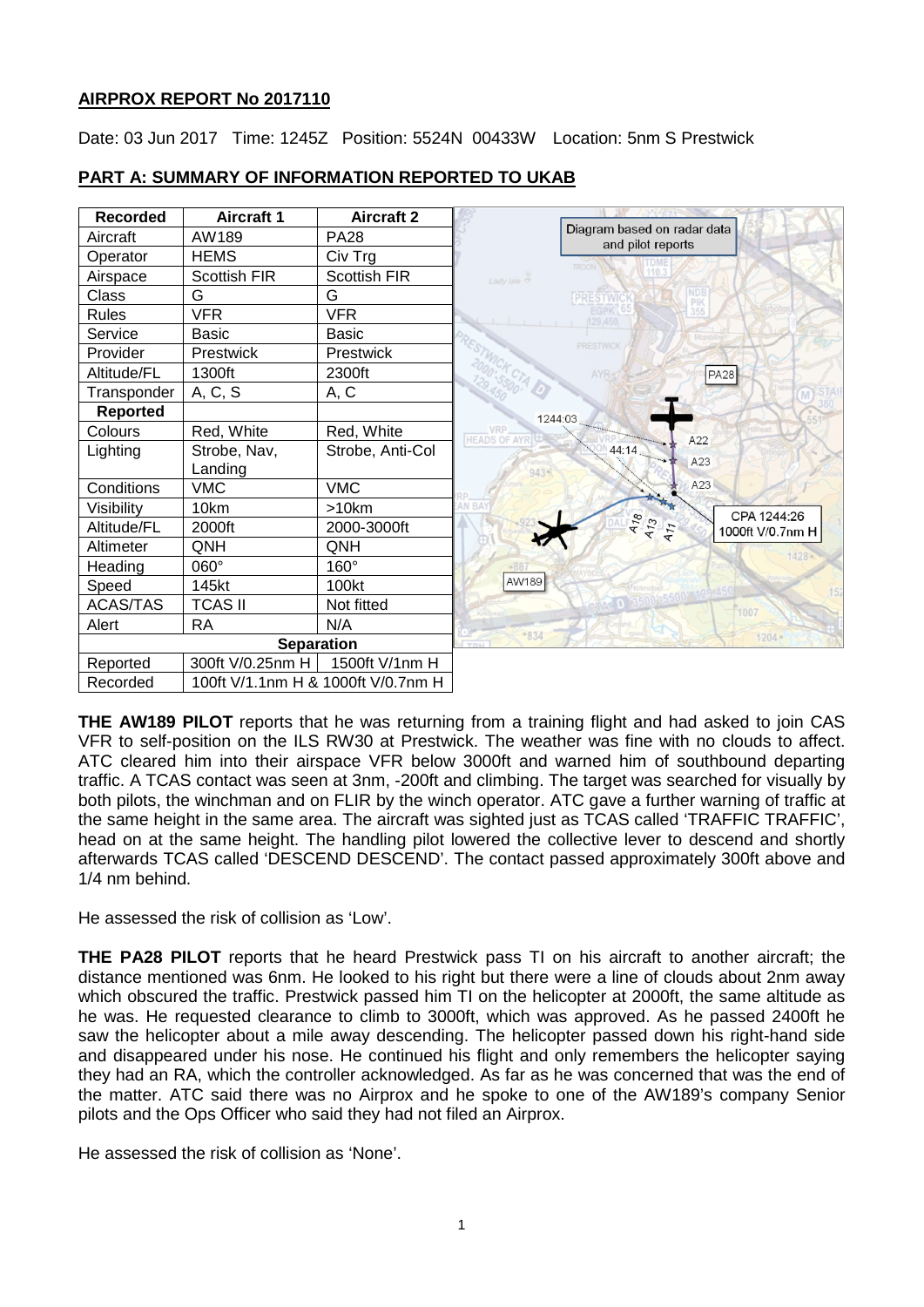## AIRPROX REPORT No 2017110

Date: 03 Jun 2017 Time: 1245Z Position: 5524N 00433W Location: 5nm S Prestwick

## PART A: SUMMARY OF INFORMATION REPORTED TO UKAB

| Recorded | Aircraft 1 | Aircraft 2 |
|---|---|---|
| Aircraft | AW189 | PA28 |
| Operator | HEMS | Civ Trg |
| Airspace | Scottish FIR | Scottish FIR |
| Class | G | G |
| Rules | VFR | VFR |
| Service | Basic | Basic |
| Provider | Prestwick | Prestwick |
| Altitude/FL | 1300ft | 2300ft |
| Transponder | A, C, S | A, C |
| **Reported** | | |
| Colours | Red, White | Red, White |
| Lighting | Strobe, Nav, Landing | Strobe, Anti-Col |
| Conditions | VMC | VMC |
| Visibility | 10km | >10km |
| Altitude/FL | 2000ft | 2000-3000ft |
| Altimeter | QNH | QNH |
| Heading | 060° | 160° |
| Speed | 145kt | 100kt |
| ACAS/TAS | TCAS II | Not fitted |
| Alert | RA | N/A |
| **Separation** | | |
| Reported | 300ft V/0.25nm H | 1500ft V/1nm H |
| Recorded | 100ft V/1.1nm H & 1000ft V/0.7nm H | |

Diagram based on radar data and pilot reports

CPA 1244:26 1000ft V/0.7nm H

**THE AW189 PILOT** reports that he was returning from a training flight and had asked to join CAS VFR to self-position on the ILS RW30 at Prestwick. The weather was fine with no clouds to affect. ATC cleared him into their airspace VFR below 3000ft and warned him of southbound departing traffic. A TCAS contact was seen at 3nm, -200ft and climbing. The target was searched for visually by both pilots, the winchman and on FLIR by the winch operator. ATC gave a further warning of traffic at the same height in the same area. The aircraft was sighted just as TCAS called 'TRAFFIC TRAFFIC', head on at the same height. The handling pilot lowered the collective lever to descend and shortly afterwards TCAS called 'DESCEND DESCEND'. The contact passed approximately 300ft above and 1/4 nm behind.

He assessed the risk of collision as 'Low'.

**THE PA28 PILOT** reports that he heard Prestwick pass TI on his aircraft to another aircraft; the distance mentioned was 6nm. He looked to his right but there were a line of clouds about 2nm away which obscured the traffic. Prestwick passed him TI on the helicopter at 2000ft, the same altitude as he was. He requested clearance to climb to 3000ft, which was approved. As he passed 2400ft he saw the helicopter about a mile away descending. The helicopter passed down his right-hand side and disappeared under his nose. He continued his flight and only remembers the helicopter saying they had an RA, which the controller acknowledged. As far as he was concerned that was the end of the matter. ATC said there was no Airprox and he spoke to one of the AW189's company Senior pilots and the Ops Officer who said they had not filed an Airprox.

He assessed the risk of collision as 'None'.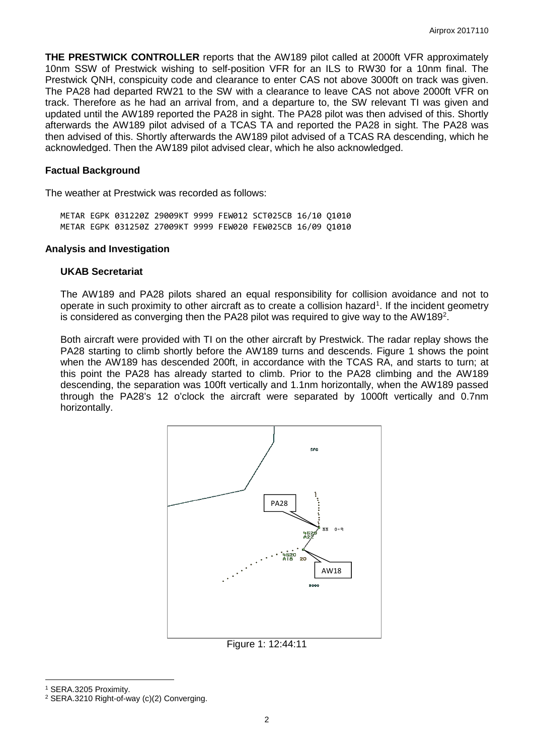**THE PRESTWICK CONTROLLER** reports that the AW189 pilot called at 2000ft VFR approximately 10nm SSW of Prestwick wishing to self-position VFR for an ILS to RW30 for a 10nm final. The Prestwick QNH, conspicuity code and clearance to enter CAS not above 3000ft on track was given. The PA28 had departed RW21 to the SW with a clearance to leave CAS not above 2000ft VFR on track. Therefore as he had an arrival from, and a departure to, the SW relevant TI was given and updated until the AW189 reported the PA28 in sight. The PA28 pilot was then advised of this. Shortly afterwards the AW189 pilot advised of a TCAS TA and reported the PA28 in sight. The PA28 was then advised of this. Shortly afterwards the AW189 pilot advised of a TCAS RA descending, which he acknowledged. Then the AW189 pilot advised clear, which he also acknowledged.

## Factual Background

The weather at Prestwick was recorded as follows:

```
METAR EGPK 031220Z 29009KT 9999 FEW012 SCT025CB 16/10 Q1010
METAR EGPK 031250Z 27009KT 9999 FEW020 FEW025CB 16/09 Q1010
```

## Analysis and Investigation

### UKAB Secretariat

The AW189 and PA28 pilots shared an equal responsibility for collision avoidance and not to operate in such proximity to other aircraft as to create a collision hazard[1]. If the incident geometry is considered as converging then the PA28 pilot was required to give way to the AW189[2].

Both aircraft were provided with TI on the other aircraft by Prestwick. The radar replay shows the PA28 starting to climb shortly before the AW189 turns and descends. Figure 1 shows the point when the AW189 has descended 200ft, in accordance with the TCAS RA, and starts to turn; at this point the PA28 has already started to climb. Prior to the PA28 climbing and the AW189 descending, the separation was 100ft vertically and 1.1nm horizontally, when the AW189 passed through the PA28's 12 o'clock the aircraft were separated by 1000ft vertically and 0.7nm horizontally.

Figure 1: 12:44:11

[1] SERA.3205 Proximity.

[2] SERA.3210 Right-of-way (c)(2) Converging.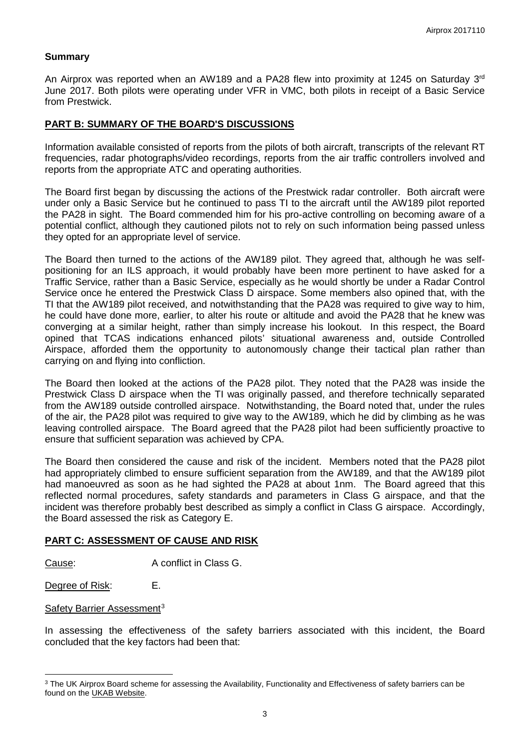## Summary

An Airprox was reported when an AW189 and a PA28 flew into proximity at 1245 on Saturday 3rd June 2017. Both pilots were operating under VFR in VMC, both pilots in receipt of a Basic Service from Prestwick.

## PART B: SUMMARY OF THE BOARD'S DISCUSSIONS

Information available consisted of reports from the pilots of both aircraft, transcripts of the relevant RT frequencies, radar photographs/video recordings, reports from the air traffic controllers involved and reports from the appropriate ATC and operating authorities.

The Board first began by discussing the actions of the Prestwick radar controller. Both aircraft were under only a Basic Service but he continued to pass TI to the aircraft until the AW189 pilot reported the PA28 in sight. The Board commended him for his pro-active controlling on becoming aware of a potential conflict, although they cautioned pilots not to rely on such information being passed unless they opted for an appropriate level of service.

The Board then turned to the actions of the AW189 pilot. They agreed that, although he was self-positioning for an ILS approach, it would probably have been more pertinent to have asked for a Traffic Service, rather than a Basic Service, especially as he would shortly be under a Radar Control Service once he entered the Prestwick Class D airspace. Some members also opined that, with the TI that the AW189 pilot received, and notwithstanding that the PA28 was required to give way to him, he could have done more, earlier, to alter his route or altitude and avoid the PA28 that he knew was converging at a similar height, rather than simply increase his lookout. In this respect, the Board opined that TCAS indications enhanced pilots' situational awareness and, outside Controlled Airspace, afforded them the opportunity to autonomously change their tactical plan rather than carrying on and flying into confliction.

The Board then looked at the actions of the PA28 pilot. They noted that the PA28 was inside the Prestwick Class D airspace when the TI was originally passed, and therefore technically separated from the AW189 outside controlled airspace. Notwithstanding, the Board noted that, under the rules of the air, the PA28 pilot was required to give way to the AW189, which he did by climbing as he was leaving controlled airspace. The Board agreed that the PA28 pilot had been sufficiently proactive to ensure that sufficient separation was achieved by CPA.

The Board then considered the cause and risk of the incident. Members noted that the PA28 pilot had appropriately climbed to ensure sufficient separation from the AW189, and that the AW189 pilot had manoeuvred as soon as he had sighted the PA28 at about 1nm. The Board agreed that this reflected normal procedures, safety standards and parameters in Class G airspace, and that the incident was therefore probably best described as simply a conflict in Class G airspace. Accordingly, the Board assessed the risk as Category E.

## PART C: ASSESSMENT OF CAUSE AND RISK

Cause: A conflict in Class G.

Degree of Risk: E.

Safety Barrier Assessment[3]

In assessing the effectiveness of the safety barriers associated with this incident, the Board concluded that the key factors had been that:

[3] The UK Airprox Board scheme for assessing the Availability, Functionality and Effectiveness of safety barriers can be found on the UKAB Website.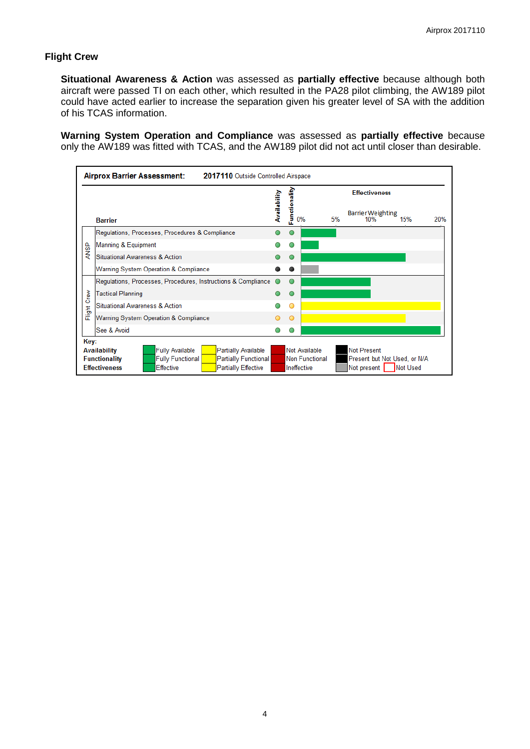## Flight Crew

**Situational Awareness & Action** was assessed as **partially effective** because although both aircraft were passed TI on each other, which resulted in the PA28 pilot climbing, the AW189 pilot could have acted earlier to increase the separation given his greater level of SA with the addition of his TCAS information.

**Warning System Operation and Compliance** was assessed as **partially effective** because only the AW189 was fitted with TCAS, and the AW189 pilot did not act until closer than desirable.

**Airprox Barrier Assessment:** **2017110** Outside Controlled Airspace

Barrier

Availability

Functionality

Effectiveness

Barrier Weighting

0%
5%
10%
15%
20%

ANSP

Regulations, Processes, Procedures & Compliance

Manning & Equipment

Situational Awareness & Action

Warning System Operation & Compliance

Flight Crew

Regulations, Processes, Procedures, Instructions & Compliance

Tactical Planning

Situational Awareness & Action

Warning System Operation & Compliance

See & Avoid

Key:

Availability: Fully Available, Partially Available, Not Available, Not Present

Functionality: Fully Functional, Partially Functional, Non Functional, Present but Not Used, or N/A

Effectiveness: Effective, Partially Effective, Ineffective, Not present, Not Used